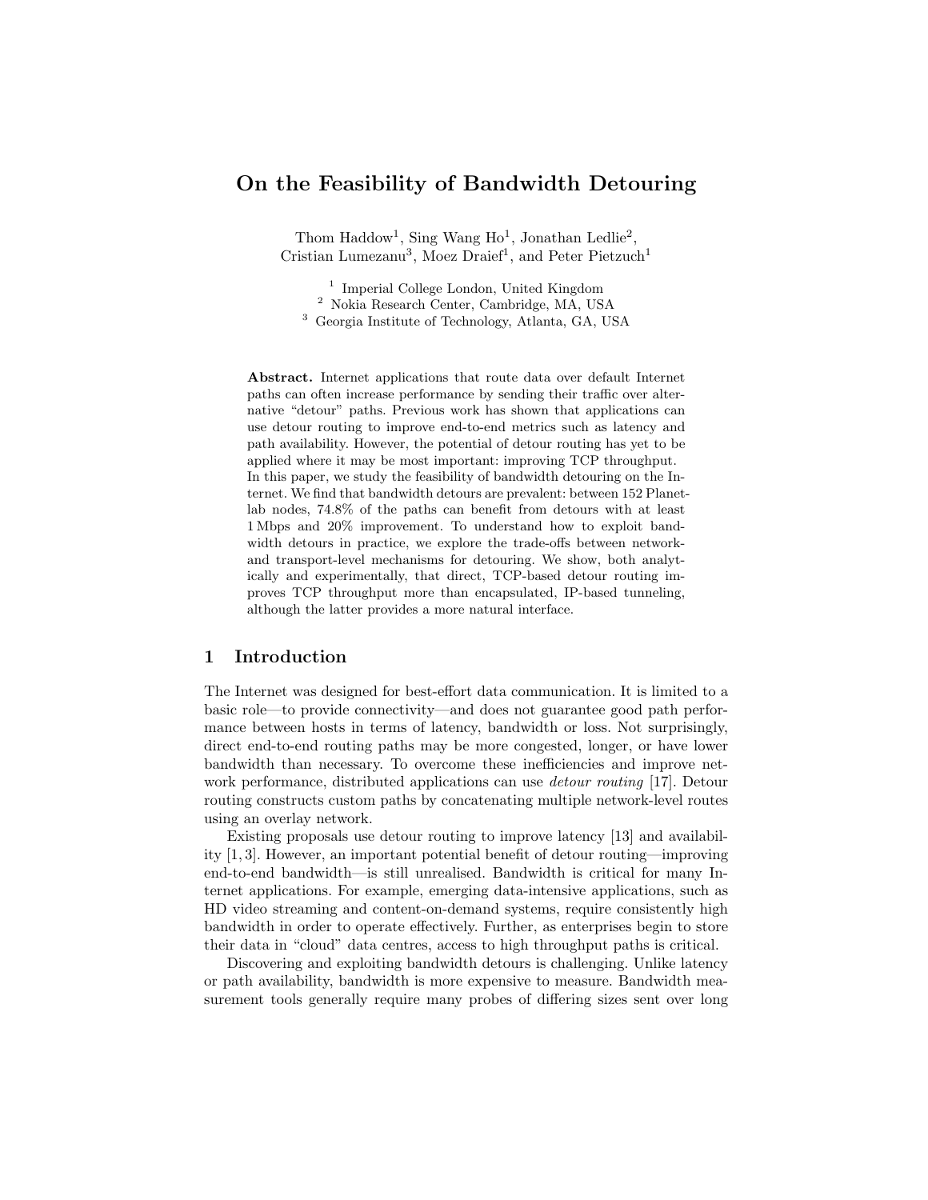# On the Feasibility of Bandwidth Detouring

Thom Haddow[1], Sing Wang Ho[1], Jonathan Ledlie[2], Cristian Lumezanu[3], Moez Draief[1], and Peter Pietzuch[1]

[1] Imperial College London, United Kingdom
[2] Nokia Research Center, Cambridge, MA, USA
[3] Georgia Institute of Technology, Atlanta, GA, USA

**Abstract.** Internet applications that route data over default Internet paths can often increase performance by sending their traffic over alternative "detour" paths. Previous work has shown that applications can use detour routing to improve end-to-end metrics such as latency and path availability. However, the potential of detour routing has yet to be applied where it may be most important: improving TCP throughput. In this paper, we study the feasibility of bandwidth detouring on the Internet. We find that bandwidth detours are prevalent: between 152 Planetlab nodes, 74.8% of the paths can benefit from detours with at least 1 Mbps and 20% improvement. To understand how to exploit bandwidth detours in practice, we explore the trade-offs between network- and transport-level mechanisms for detouring. We show, both analytically and experimentally, that direct, TCP-based detour routing improves TCP throughput more than encapsulated, IP-based tunneling, although the latter provides a more natural interface.

## 1 Introduction

The Internet was designed for best-effort data communication. It is limited to a basic role—to provide connectivity—and does not guarantee good path performance between hosts in terms of latency, bandwidth or loss. Not surprisingly, direct end-to-end routing paths may be more congested, longer, or have lower bandwidth than necessary. To overcome these inefficiencies and improve network performance, distributed applications can use *detour routing* [17]. Detour routing constructs custom paths by concatenating multiple network-level routes using an overlay network.

Existing proposals use detour routing to improve latency [13] and availability [1, 3]. However, an important potential benefit of detour routing—improving end-to-end bandwidth—is still unrealised. Bandwidth is critical for many Internet applications. For example, emerging data-intensive applications, such as HD video streaming and content-on-demand systems, require consistently high bandwidth in order to operate effectively. Further, as enterprises begin to store their data in "cloud" data centres, access to high throughput paths is critical.

Discovering and exploiting bandwidth detours is challenging. Unlike latency or path availability, bandwidth is more expensive to measure. Bandwidth measurement tools generally require many probes of differing sizes sent over long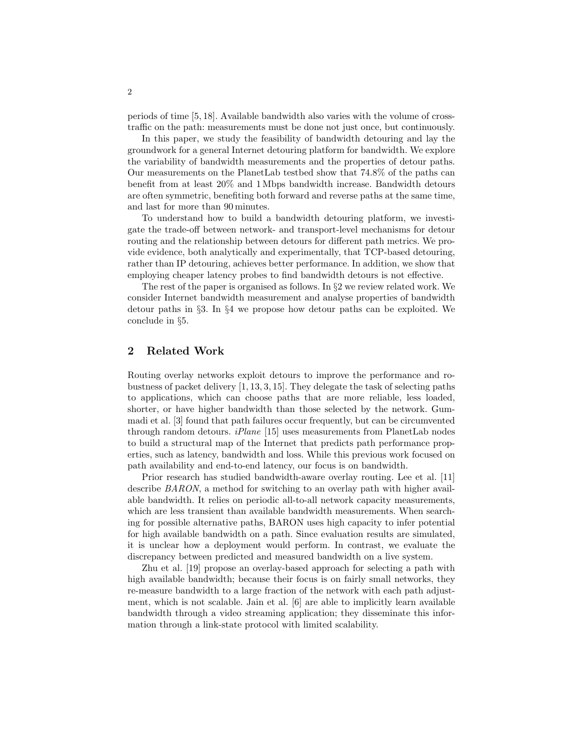periods of time [5, 18]. Available bandwidth also varies with the volume of cross-traffic on the path: measurements must be done not just once, but continuously.

In this paper, we study the feasibility of bandwidth detouring and lay the groundwork for a general Internet detouring platform for bandwidth. We explore the variability of bandwidth measurements and the properties of detour paths. Our measurements on the PlanetLab testbed show that 74.8% of the paths can benefit from at least 20% and 1 Mbps bandwidth increase. Bandwidth detours are often symmetric, benefiting both forward and reverse paths at the same time, and last for more than 90 minutes.

To understand how to build a bandwidth detouring platform, we investigate the trade-off between network- and transport-level mechanisms for detour routing and the relationship between detours for different path metrics. We provide evidence, both analytically and experimentally, that TCP-based detouring, rather than IP detouring, achieves better performance. In addition, we show that employing cheaper latency probes to find bandwidth detours is not effective.

The rest of the paper is organised as follows. In §2 we review related work. We consider Internet bandwidth measurement and analyse properties of bandwidth detour paths in §3. In §4 we propose how detour paths can be exploited. We conclude in §5.

## 2 Related Work

Routing overlay networks exploit detours to improve the performance and robustness of packet delivery [1, 13, 3, 15]. They delegate the task of selecting paths to applications, which can choose paths that are more reliable, less loaded, shorter, or have higher bandwidth than those selected by the network. Gummadi et al. [3] found that path failures occur frequently, but can be circumvented through random detours. *iPlane* [15] uses measurements from PlanetLab nodes to build a structural map of the Internet that predicts path performance properties, such as latency, bandwidth and loss. While this previous work focused on path availability and end-to-end latency, our focus is on bandwidth.

Prior research has studied bandwidth-aware overlay routing. Lee et al. [11] describe *BARON*, a method for switching to an overlay path with higher available bandwidth. It relies on periodic all-to-all network capacity measurements, which are less transient than available bandwidth measurements. When searching for possible alternative paths, BARON uses high capacity to infer potential for high available bandwidth on a path. Since evaluation results are simulated, it is unclear how a deployment would perform. In contrast, we evaluate the discrepancy between predicted and measured bandwidth on a live system.

Zhu et al. [19] propose an overlay-based approach for selecting a path with high available bandwidth; because their focus is on fairly small networks, they re-measure bandwidth to a large fraction of the network with each path adjustment, which is not scalable. Jain et al. [6] are able to implicitly learn available bandwidth through a video streaming application; they disseminate this information through a link-state protocol with limited scalability.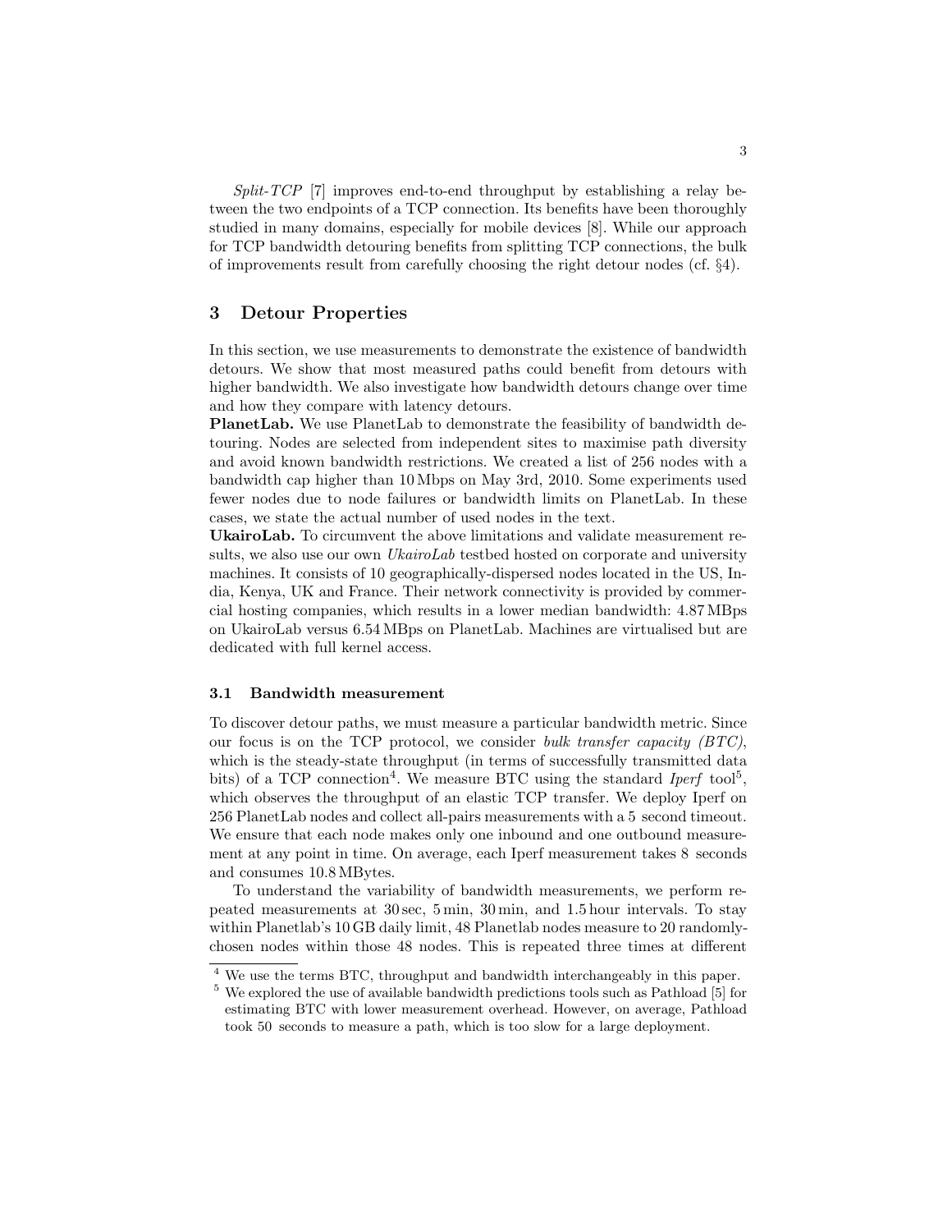*Split-TCP* [7] improves end-to-end throughput by establishing a relay between the two endpoints of a TCP connection. Its benefits have been thoroughly studied in many domains, especially for mobile devices [8]. While our approach for TCP bandwidth detouring benefits from splitting TCP connections, the bulk of improvements result from carefully choosing the right detour nodes (cf. §4).

## 3 Detour Properties

In this section, we use measurements to demonstrate the existence of bandwidth detours. We show that most measured paths could benefit from detours with higher bandwidth. We also investigate how bandwidth detours change over time and how they compare with latency detours.

**PlanetLab.** We use PlanetLab to demonstrate the feasibility of bandwidth detouring. Nodes are selected from independent sites to maximise path diversity and avoid known bandwidth restrictions. We created a list of 256 nodes with a bandwidth cap higher than 10 Mbps on May 3rd, 2010. Some experiments used fewer nodes due to node failures or bandwidth limits on PlanetLab. In these cases, we state the actual number of used nodes in the text.

**UkairoLab.** To circumvent the above limitations and validate measurement results, we also use our own *UkairoLab* testbed hosted on corporate and university machines. It consists of 10 geographically-dispersed nodes located in the US, India, Kenya, UK and France. Their network connectivity is provided by commercial hosting companies, which results in a lower median bandwidth: 4.87 MBps on UkairoLab versus 6.54 MBps on PlanetLab. Machines are virtualised but are dedicated with full kernel access.

### 3.1 Bandwidth measurement

To discover detour paths, we must measure a particular bandwidth metric. Since our focus is on the TCP protocol, we consider *bulk transfer capacity (BTC)*, which is the steady-state throughput (in terms of successfully transmitted data bits) of a TCP connection[4]. We measure BTC using the standard *Iperf* tool[5], which observes the throughput of an elastic TCP transfer. We deploy Iperf on 256 PlanetLab nodes and collect all-pairs measurements with a 5 second timeout. We ensure that each node makes only one inbound and one outbound measurement at any point in time. On average, each Iperf measurement takes 8 seconds and consumes 10.8 MBytes.

To understand the variability of bandwidth measurements, we perform repeated measurements at 30 sec, 5 min, 30 min, and 1.5 hour intervals. To stay within Planetlab's 10 GB daily limit, 48 Planetlab nodes measure to 20 randomly-chosen nodes within those 48 nodes. This is repeated three times at different

[4] We use the terms BTC, throughput and bandwidth interchangeably in this paper.

[5] We explored the use of available bandwidth predictions tools such as Pathload [5] for estimating BTC with lower measurement overhead. However, on average, Pathload took 50 seconds to measure a path, which is too slow for a large deployment.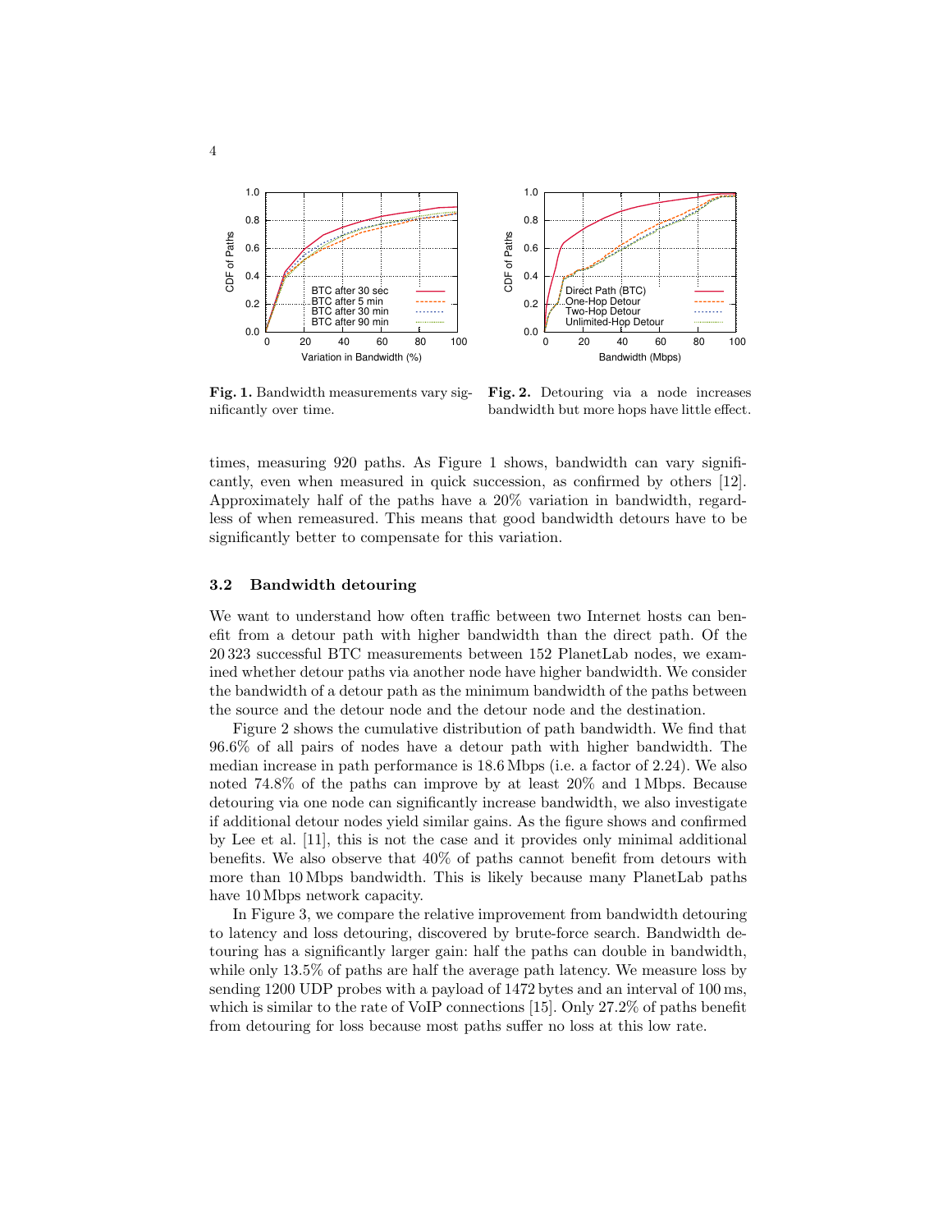**Fig. 1.** Bandwidth measurements vary significantly over time.

**Fig. 2.** Detouring via a node increases bandwidth but more hops have little effect.

times, measuring 920 paths. As Figure 1 shows, bandwidth can vary significantly, even when measured in quick succession, as confirmed by others [12]. Approximately half of the paths have a 20% variation in bandwidth, regardless of when remeasured. This means that good bandwidth detours have to be significantly better to compensate for this variation.

### 3.2 Bandwidth detouring

We want to understand how often traffic between two Internet hosts can benefit from a detour path with higher bandwidth than the direct path. Of the 20 323 successful BTC measurements between 152 PlanetLab nodes, we examined whether detour paths via another node have higher bandwidth. We consider the bandwidth of a detour path as the minimum bandwidth of the paths between the source and the detour node and the detour node and the destination.

Figure 2 shows the cumulative distribution of path bandwidth. We find that 96.6% of all pairs of nodes have a detour path with higher bandwidth. The median increase in path performance is 18.6 Mbps (i.e. a factor of 2.24). We also noted 74.8% of the paths can improve by at least 20% and 1 Mbps. Because detouring via one node can significantly increase bandwidth, we also investigate if additional detour nodes yield similar gains. As the figure shows and confirmed by Lee et al. [11], this is not the case and it provides only minimal additional benefits. We also observe that 40% of paths cannot benefit from detours with more than 10 Mbps bandwidth. This is likely because many PlanetLab paths have 10 Mbps network capacity.

In Figure 3, we compare the relative improvement from bandwidth detouring to latency and loss detouring, discovered by brute-force search. Bandwidth detouring has a significantly larger gain: half the paths can double in bandwidth, while only 13.5% of paths are half the average path latency. We measure loss by sending 1200 UDP probes with a payload of 1472 bytes and an interval of 100 ms, which is similar to the rate of VoIP connections [15]. Only 27.2% of paths benefit from detouring for loss because most paths suffer no loss at this low rate.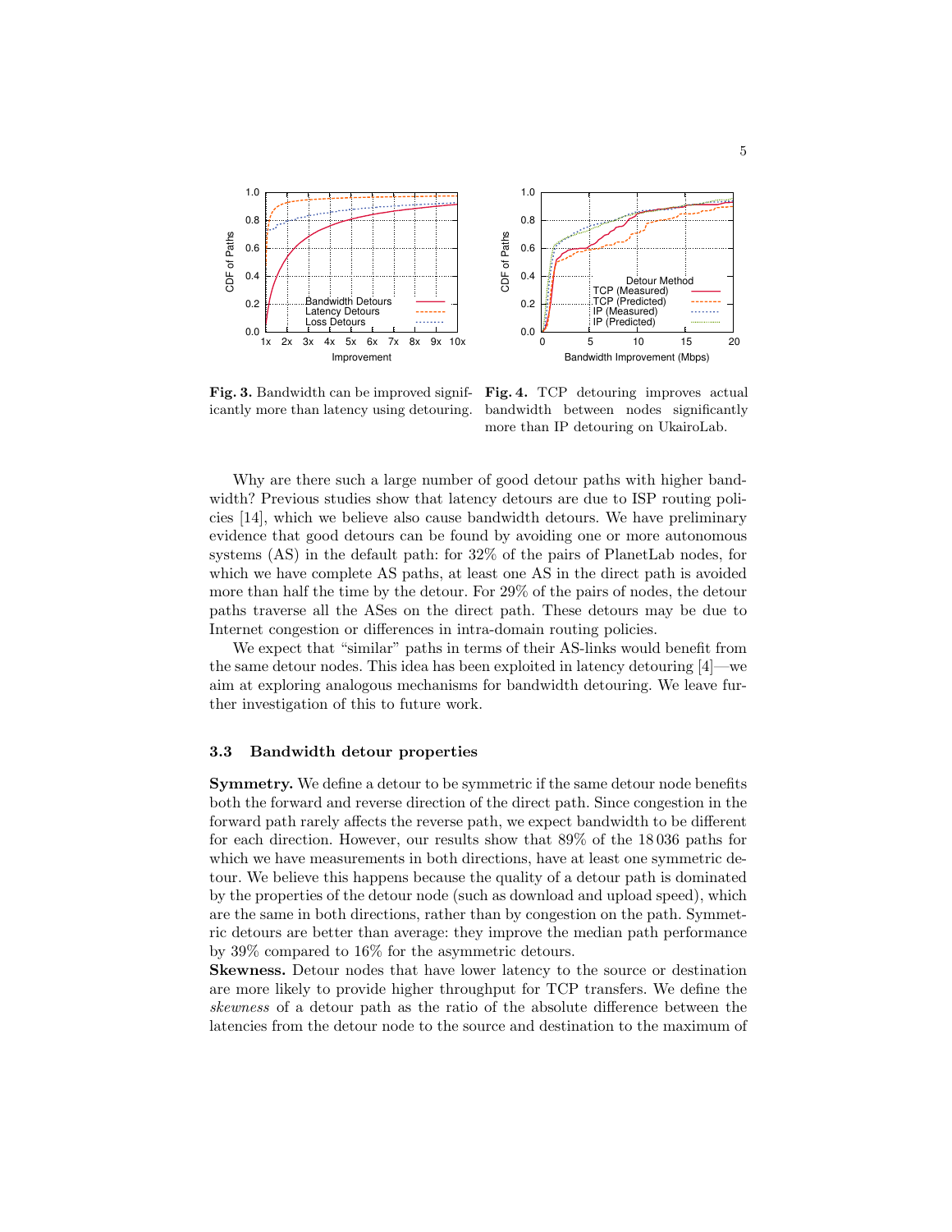**Fig. 3.** Bandwidth can be improved significantly more than latency using detouring.

**Fig. 4.** TCP detouring improves actual bandwidth between nodes significantly more than IP detouring on UkairoLab.

Why are there such a large number of good detour paths with higher bandwidth? Previous studies show that latency detours are due to ISP routing policies [14], which we believe also cause bandwidth detours. We have preliminary evidence that good detours can be found by avoiding one or more autonomous systems (AS) in the default path: for 32% of the pairs of PlanetLab nodes, for which we have complete AS paths, at least one AS in the direct path is avoided more than half the time by the detour. For 29% of the pairs of nodes, the detour paths traverse all the ASes on the direct path. These detours may be due to Internet congestion or differences in intra-domain routing policies.

We expect that "similar" paths in terms of their AS-links would benefit from the same detour nodes. This idea has been exploited in latency detouring [4]—we aim at exploring analogous mechanisms for bandwidth detouring. We leave further investigation of this to future work.

### 3.3 Bandwidth detour properties

**Symmetry.** We define a detour to be symmetric if the same detour node benefits both the forward and reverse direction of the direct path. Since congestion in the forward path rarely affects the reverse path, we expect bandwidth to be different for each direction. However, our results show that 89% of the 18 036 paths for which we have measurements in both directions, have at least one symmetric detour. We believe this happens because the quality of a detour path is dominated by the properties of the detour node (such as download and upload speed), which are the same in both directions, rather than by congestion on the path. Symmetric detours are better than average: they improve the median path performance by 39% compared to 16% for the asymmetric detours.

**Skewness.** Detour nodes that have lower latency to the source or destination are more likely to provide higher throughput for TCP transfers. We define the *skewness* of a detour path as the ratio of the absolute difference between the latencies from the detour node to the source and destination to the maximum of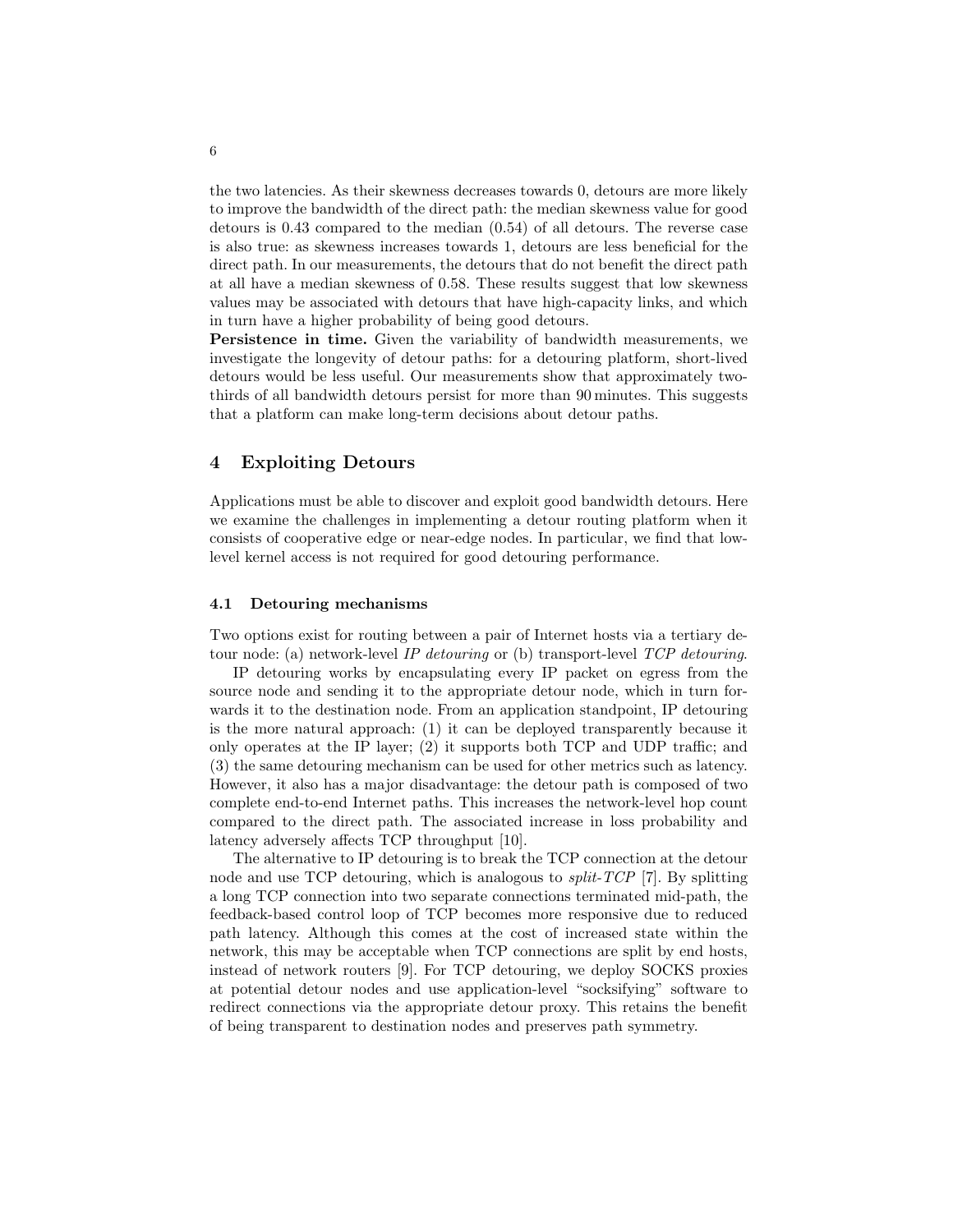the two latencies. As their skewness decreases towards 0, detours are more likely to improve the bandwidth of the direct path: the median skewness value for good detours is 0.43 compared to the median (0.54) of all detours. The reverse case is also true: as skewness increases towards 1, detours are less beneficial for the direct path. In our measurements, the detours that do not benefit the direct path at all have a median skewness of 0.58. These results suggest that low skewness values may be associated with detours that have high-capacity links, and which in turn have a higher probability of being good detours.

**Persistence in time.** Given the variability of bandwidth measurements, we investigate the longevity of detour paths: for a detouring platform, short-lived detours would be less useful. Our measurements show that approximately two-thirds of all bandwidth detours persist for more than 90 minutes. This suggests that a platform can make long-term decisions about detour paths.

## 4 Exploiting Detours

Applications must be able to discover and exploit good bandwidth detours. Here we examine the challenges in implementing a detour routing platform when it consists of cooperative edge or near-edge nodes. In particular, we find that low-level kernel access is not required for good detouring performance.

### 4.1 Detouring mechanisms

Two options exist for routing between a pair of Internet hosts via a tertiary detour node: (a) network-level *IP detouring* or (b) transport-level *TCP detouring*.

IP detouring works by encapsulating every IP packet on egress from the source node and sending it to the appropriate detour node, which in turn forwards it to the destination node. From an application standpoint, IP detouring is the more natural approach: (1) it can be deployed transparently because it only operates at the IP layer; (2) it supports both TCP and UDP traffic; and (3) the same detouring mechanism can be used for other metrics such as latency. However, it also has a major disadvantage: the detour path is composed of two complete end-to-end Internet paths. This increases the network-level hop count compared to the direct path. The associated increase in loss probability and latency adversely affects TCP throughput [10].

The alternative to IP detouring is to break the TCP connection at the detour node and use TCP detouring, which is analogous to *split-TCP* [7]. By splitting a long TCP connection into two separate connections terminated mid-path, the feedback-based control loop of TCP becomes more responsive due to reduced path latency. Although this comes at the cost of increased state within the network, this may be acceptable when TCP connections are split by end hosts, instead of network routers [9]. For TCP detouring, we deploy SOCKS proxies at potential detour nodes and use application-level "socksifying" software to redirect connections via the appropriate detour proxy. This retains the benefit of being transparent to destination nodes and preserves path symmetry.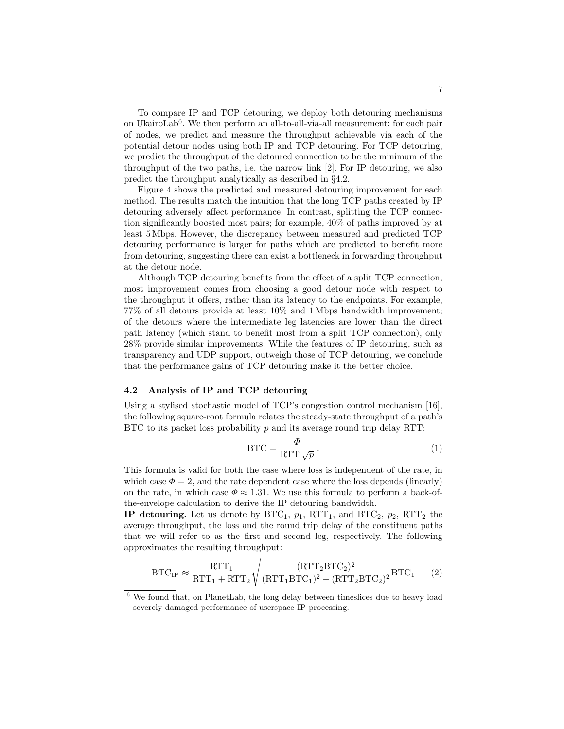To compare IP and TCP detouring, we deploy both detouring mechanisms on UkairoLab[6]. We then perform an all-to-all-via-all measurement: for each pair of nodes, we predict and measure the throughput achievable via each of the potential detour nodes using both IP and TCP detouring. For TCP detouring, we predict the throughput of the detoured connection to be the minimum of the throughput of the two paths, i.e. the narrow link [2]. For IP detouring, we also predict the throughput analytically as described in §4.2.

Figure 4 shows the predicted and measured detouring improvement for each method. The results match the intuition that the long TCP paths created by IP detouring adversely affect performance. In contrast, splitting the TCP connection significantly boosted most pairs; for example, 40% of paths improved by at least 5 Mbps. However, the discrepancy between measured and predicted TCP detouring performance is larger for paths which are predicted to benefit more from detouring, suggesting there can exist a bottleneck in forwarding throughput at the detour node.

Although TCP detouring benefits from the effect of a split TCP connection, most improvement comes from choosing a good detour node with respect to the throughput it offers, rather than its latency to the endpoints. For example, 77% of all detours provide at least 10% and 1 Mbps bandwidth improvement; of the detours where the intermediate leg latencies are lower than the direct path latency (which stand to benefit most from a split TCP connection), only 28% provide similar improvements. While the features of IP detouring, such as transparency and UDP support, outweigh those of TCP detouring, we conclude that the performance gains of TCP detouring make it the better choice.

### 4.2 Analysis of IP and TCP detouring

Using a stylised stochastic model of TCP's congestion control mechanism [16], the following square-root formula relates the steady-state throughput of a path's BTC to its packet loss probability $p$ and its average round trip delay RTT:

$$\mathrm{BTC} = \frac{\Phi}{\mathrm{RTT}\,\sqrt{p}}\,. \qquad (1)$$

This formula is valid for both the case where loss is independent of the rate, in which case $\Phi = 2$, and the rate dependent case where the loss depends (linearly) on the rate, in which case $\Phi \approx 1.31$. We use this formula to perform a back-of-the-envelope calculation to derive the IP detouring bandwidth.

**IP detouring.** Let us denote by $\mathrm{BTC}_1$, $p_1$, $\mathrm{RTT}_1$, and $\mathrm{BTC}_2$, $p_2$, $\mathrm{RTT}_2$ the average throughput, the loss and the round trip delay of the constituent paths that we will refer to as the first and second leg, respectively. The following approximates the resulting throughput:

$$\mathrm{BTC}_{\mathrm{IP}} \approx \frac{\mathrm{RTT}_1}{\mathrm{RTT}_1 + \mathrm{RTT}_2}\sqrt{\frac{(\mathrm{RTT}_2\mathrm{BTC}_2)^2}{(\mathrm{RTT}_1\mathrm{BTC}_1)^2 + (\mathrm{RTT}_2\mathrm{BTC}_2)^2}}\,\mathrm{BTC}_1 \qquad (2)$$

[6] We found that, on PlanetLab, the long delay between timeslices due to heavy load severely damaged performance of userspace IP processing.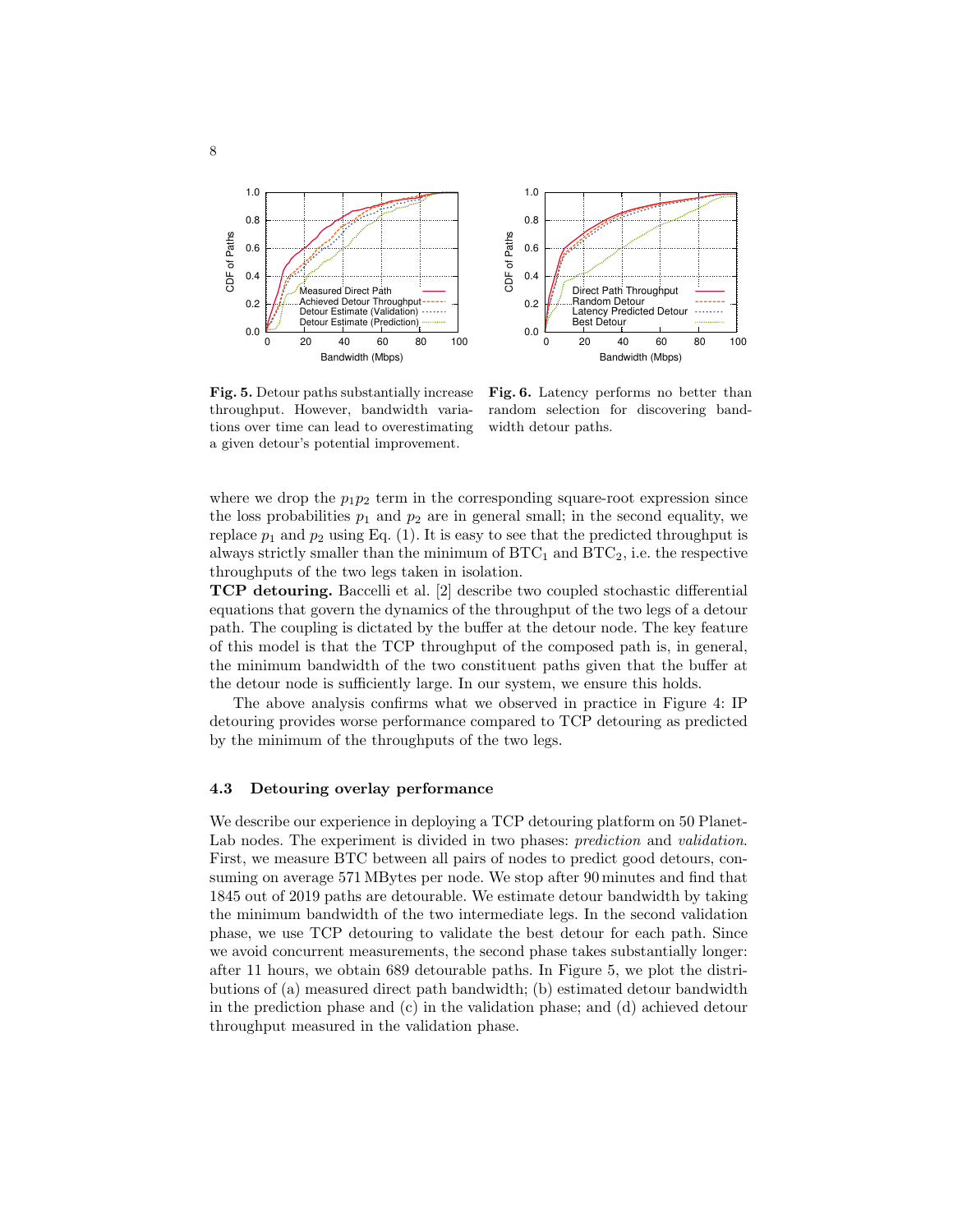**Fig. 5.** Detour paths substantially increase throughput. However, bandwidth variations over time can lead to overestimating a given detour's potential improvement.

**Fig. 6.** Latency performs no better than random selection for discovering bandwidth detour paths.

where we drop the $p_1 p_2$ term in the corresponding square-root expression since the loss probabilities $p_1$ and $p_2$ are in general small; in the second equality, we replace $p_1$ and $p_2$ using Eq. (1). It is easy to see that the predicted throughput is always strictly smaller than the minimum of $\text{BTC}_1$ and $\text{BTC}_2$, i.e. the respective throughputs of the two legs taken in isolation.

**TCP detouring.** Baccelli et al. [2] describe two coupled stochastic differential equations that govern the dynamics of the throughput of the two legs of a detour path. The coupling is dictated by the buffer at the detour node. The key feature of this model is that the TCP throughput of the composed path is, in general, the minimum bandwidth of the two constituent paths given that the buffer at the detour node is sufficiently large. In our system, we ensure this holds.

The above analysis confirms what we observed in practice in Figure 4: IP detouring provides worse performance compared to TCP detouring as predicted by the minimum of the throughputs of the two legs.

### 4.3 Detouring overlay performance

We describe our experience in deploying a TCP detouring platform on 50 PlanetLab nodes. The experiment is divided in two phases: *prediction* and *validation*. First, we measure BTC between all pairs of nodes to predict good detours, consuming on average 571 MBytes per node. We stop after 90 minutes and find that 1845 out of 2019 paths are detourable. We estimate detour bandwidth by taking the minimum bandwidth of the two intermediate legs. In the second validation phase, we use TCP detouring to validate the best detour for each path. Since we avoid concurrent measurements, the second phase takes substantially longer: after 11 hours, we obtain 689 detourable paths. In Figure 5, we plot the distributions of (a) measured direct path bandwidth; (b) estimated detour bandwidth in the prediction phase and (c) in the validation phase; and (d) achieved detour throughput measured in the validation phase.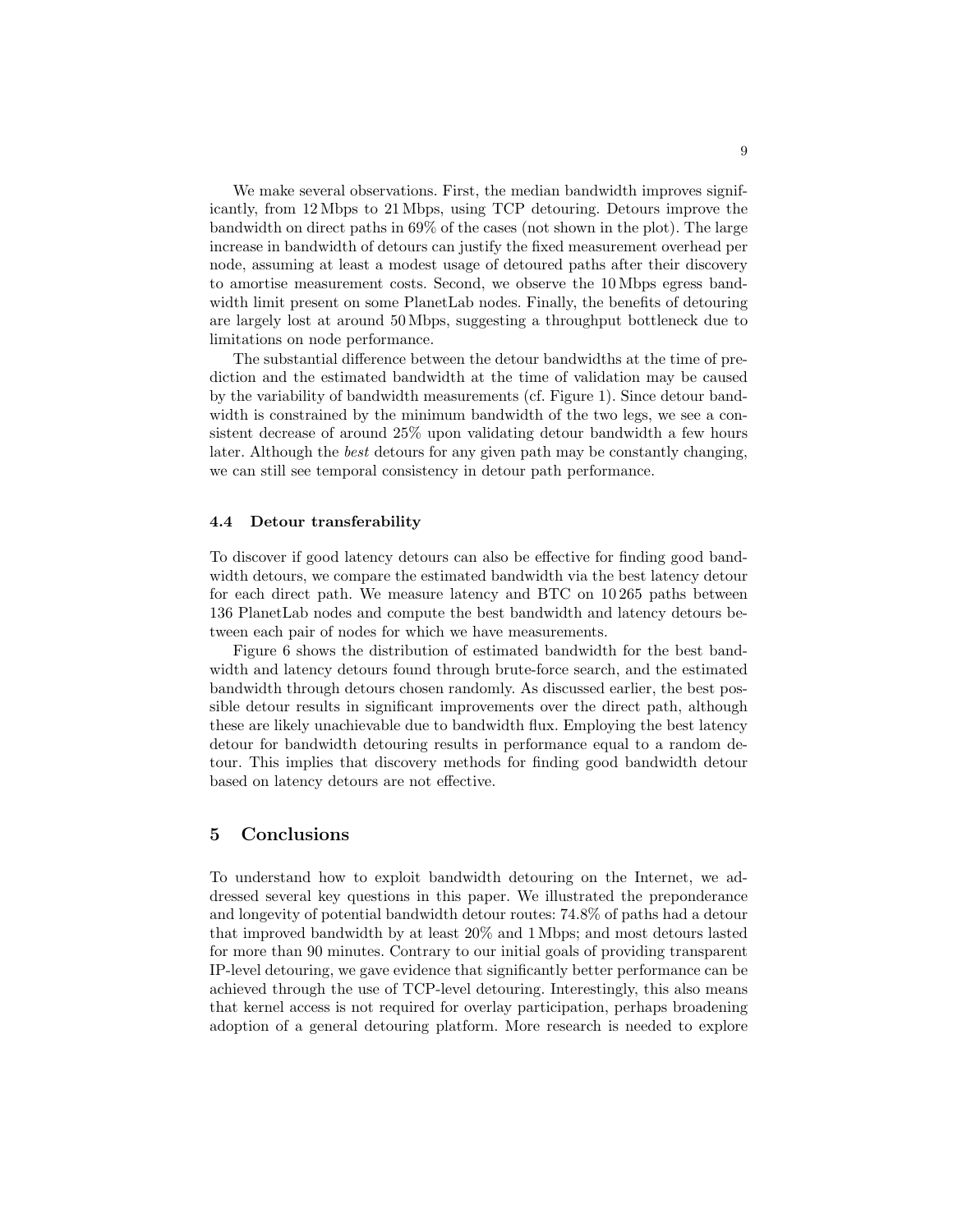We make several observations. First, the median bandwidth improves significantly, from 12 Mbps to 21 Mbps, using TCP detouring. Detours improve the bandwidth on direct paths in 69% of the cases (not shown in the plot). The large increase in bandwidth of detours can justify the fixed measurement overhead per node, assuming at least a modest usage of detoured paths after their discovery to amortise measurement costs. Second, we observe the 10 Mbps egress bandwidth limit present on some PlanetLab nodes. Finally, the benefits of detouring are largely lost at around 50 Mbps, suggesting a throughput bottleneck due to limitations on node performance.

The substantial difference between the detour bandwidths at the time of prediction and the estimated bandwidth at the time of validation may be caused by the variability of bandwidth measurements (cf. Figure 1). Since detour bandwidth is constrained by the minimum bandwidth of the two legs, we see a consistent decrease of around 25% upon validating detour bandwidth a few hours later. Although the *best* detours for any given path may be constantly changing, we can still see temporal consistency in detour path performance.

### 4.4 Detour transferability

To discover if good latency detours can also be effective for finding good bandwidth detours, we compare the estimated bandwidth via the best latency detour for each direct path. We measure latency and BTC on 10 265 paths between 136 PlanetLab nodes and compute the best bandwidth and latency detours between each pair of nodes for which we have measurements.

Figure 6 shows the distribution of estimated bandwidth for the best bandwidth and latency detours found through brute-force search, and the estimated bandwidth through detours chosen randomly. As discussed earlier, the best possible detour results in significant improvements over the direct path, although these are likely unachievable due to bandwidth flux. Employing the best latency detour for bandwidth detouring results in performance equal to a random detour. This implies that discovery methods for finding good bandwidth detour based on latency detours are not effective.

## 5 Conclusions

To understand how to exploit bandwidth detouring on the Internet, we addressed several key questions in this paper. We illustrated the preponderance and longevity of potential bandwidth detour routes: 74.8% of paths had a detour that improved bandwidth by at least 20% and 1 Mbps; and most detours lasted for more than 90 minutes. Contrary to our initial goals of providing transparent IP-level detouring, we gave evidence that significantly better performance can be achieved through the use of TCP-level detouring. Interestingly, this also means that kernel access is not required for overlay participation, perhaps broadening adoption of a general detouring platform. More research is needed to explore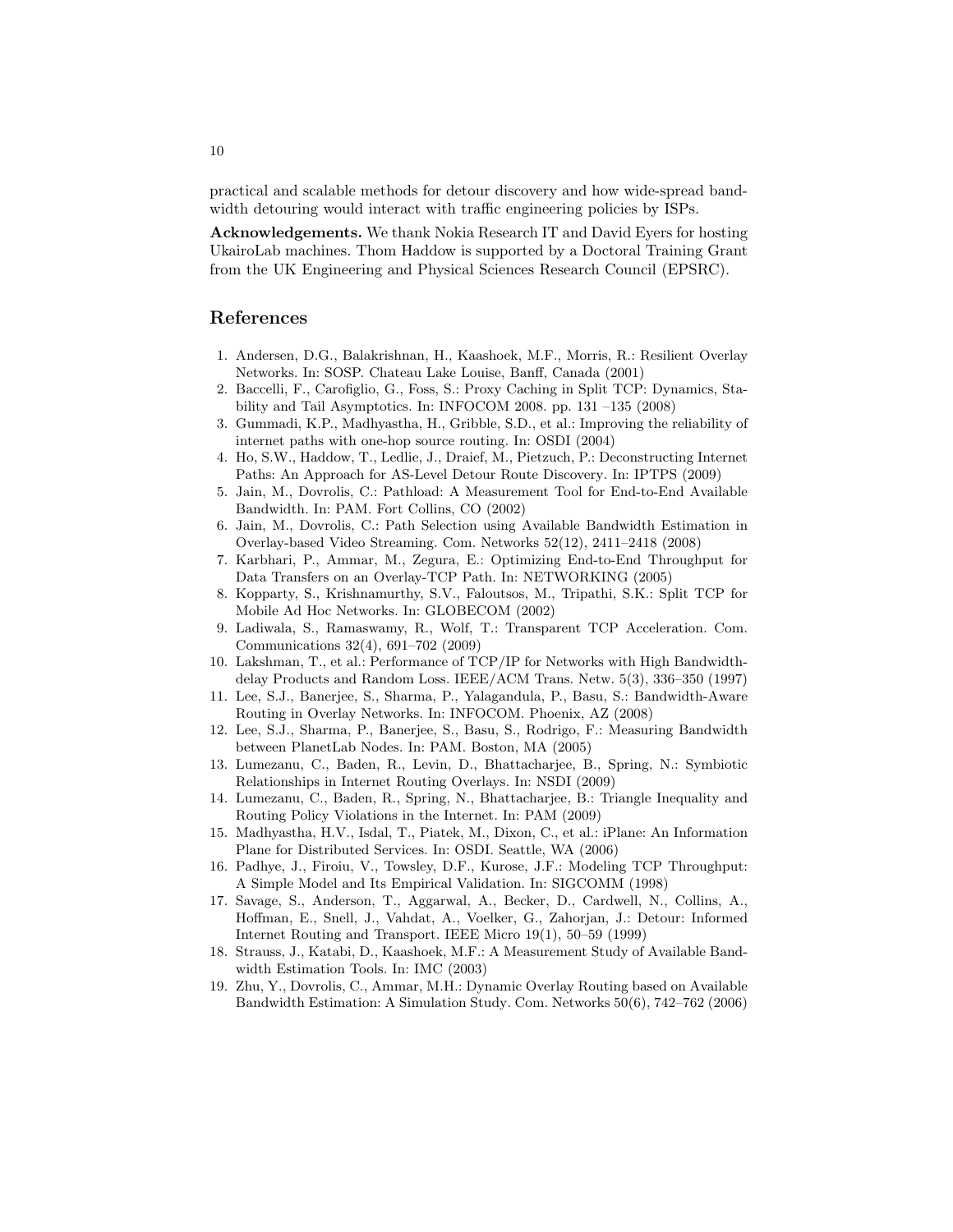practical and scalable methods for detour discovery and how wide-spread bandwidth detouring would interact with traffic engineering policies by ISPs.

**Acknowledgements.** We thank Nokia Research IT and David Eyers for hosting UkairoLab machines. Thom Haddow is supported by a Doctoral Training Grant from the UK Engineering and Physical Sciences Research Council (EPSRC).

## References

1. Andersen, D.G., Balakrishnan, H., Kaashoek, M.F., Morris, R.: Resilient Overlay Networks. In: SOSP. Chateau Lake Louise, Banff, Canada (2001)
2. Baccelli, F., Carofiglio, G., Foss, S.: Proxy Caching in Split TCP: Dynamics, Stability and Tail Asymptotics. In: INFOCOM 2008. pp. 131 –135 (2008)
3. Gummadi, K.P., Madhyastha, H., Gribble, S.D., et al.: Improving the reliability of internet paths with one-hop source routing. In: OSDI (2004)
4. Ho, S.W., Haddow, T., Ledlie, J., Draief, M., Pietzuch, P.: Deconstructing Internet Paths: An Approach for AS-Level Detour Route Discovery. In: IPTPS (2009)
5. Jain, M., Dovrolis, C.: Pathload: A Measurement Tool for End-to-End Available Bandwidth. In: PAM. Fort Collins, CO (2002)
6. Jain, M., Dovrolis, C.: Path Selection using Available Bandwidth Estimation in Overlay-based Video Streaming. Com. Networks 52(12), 2411–2418 (2008)
7. Karbhari, P., Ammar, M., Zegura, E.: Optimizing End-to-End Throughput for Data Transfers on an Overlay-TCP Path. In: NETWORKING (2005)
8. Kopparty, S., Krishnamurthy, S.V., Faloutsos, M., Tripathi, S.K.: Split TCP for Mobile Ad Hoc Networks. In: GLOBECOM (2002)
9. Ladiwala, S., Ramaswamy, R., Wolf, T.: Transparent TCP Acceleration. Com. Communications 32(4), 691–702 (2009)
10. Lakshman, T., et al.: Performance of TCP/IP for Networks with High Bandwidth-delay Products and Random Loss. IEEE/ACM Trans. Netw. 5(3), 336–350 (1997)
11. Lee, S.J., Banerjee, S., Sharma, P., Yalagandula, P., Basu, S.: Bandwidth-Aware Routing in Overlay Networks. In: INFOCOM. Phoenix, AZ (2008)
12. Lee, S.J., Sharma, P., Banerjee, S., Basu, S., Rodrigo, F.: Measuring Bandwidth between PlanetLab Nodes. In: PAM. Boston, MA (2005)
13. Lumezanu, C., Baden, R., Levin, D., Bhattacharjee, B., Spring, N.: Symbiotic Relationships in Internet Routing Overlays. In: NSDI (2009)
14. Lumezanu, C., Baden, R., Spring, N., Bhattacharjee, B.: Triangle Inequality and Routing Policy Violations in the Internet. In: PAM (2009)
15. Madhyastha, H.V., Isdal, T., Piatek, M., Dixon, C., et al.: iPlane: An Information Plane for Distributed Services. In: OSDI. Seattle, WA (2006)
16. Padhye, J., Firoiu, V., Towsley, D.F., Kurose, J.F.: Modeling TCP Throughput: A Simple Model and Its Empirical Validation. In: SIGCOMM (1998)
17. Savage, S., Anderson, T., Aggarwal, A., Becker, D., Cardwell, N., Collins, A., Hoffman, E., Snell, J., Vahdat, A., Voelker, G., Zahorjan, J.: Detour: Informed Internet Routing and Transport. IEEE Micro 19(1), 50–59 (1999)
18. Strauss, J., Katabi, D., Kaashoek, M.F.: A Measurement Study of Available Bandwidth Estimation Tools. In: IMC (2003)
19. Zhu, Y., Dovrolis, C., Ammar, M.H.: Dynamic Overlay Routing based on Available Bandwidth Estimation: A Simulation Study. Com. Networks 50(6), 742–762 (2006)